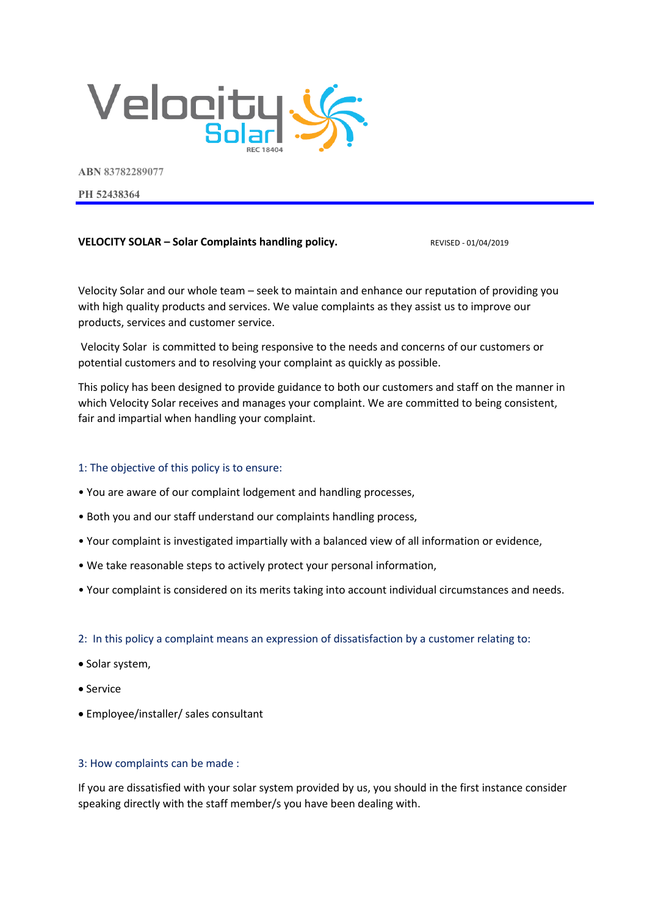Velocity Solar

REC 18404

**ABN 83782289077**

**PH 52438364**

---

**VELOCITY SOLAR – Solar Complaints handling policy.** REVISED - 01/04/2019

Velocity Solar and our whole team – seek to maintain and enhance our reputation of providing you with high quality products and services. We value complaints as they assist us to improve our products, services and customer service.

Velocity Solar is committed to being responsive to the needs and concerns of our customers or potential customers and to resolving your complaint as quickly as possible.

This policy has been designed to provide guidance to both our customers and staff on the manner in which Velocity Solar receives and manages your complaint. We are committed to being consistent, fair and impartial when handling your complaint.

### 1: The objective of this policy is to ensure:

- You are aware of our complaint lodgement and handling processes,
- Both you and our staff understand our complaints handling process,
- Your complaint is investigated impartially with a balanced view of all information or evidence,
- We take reasonable steps to actively protect your personal information,
- Your complaint is considered on its merits taking into account individual circumstances and needs.

### 2: In this policy a complaint means an expression of dissatisfaction by a customer relating to:

- Solar system,
- Service
- Employee/installer/ sales consultant

### 3: How complaints can be made :

If you are dissatisfied with your solar system provided by us, you should in the first instance consider speaking directly with the staff member/s you have been dealing with.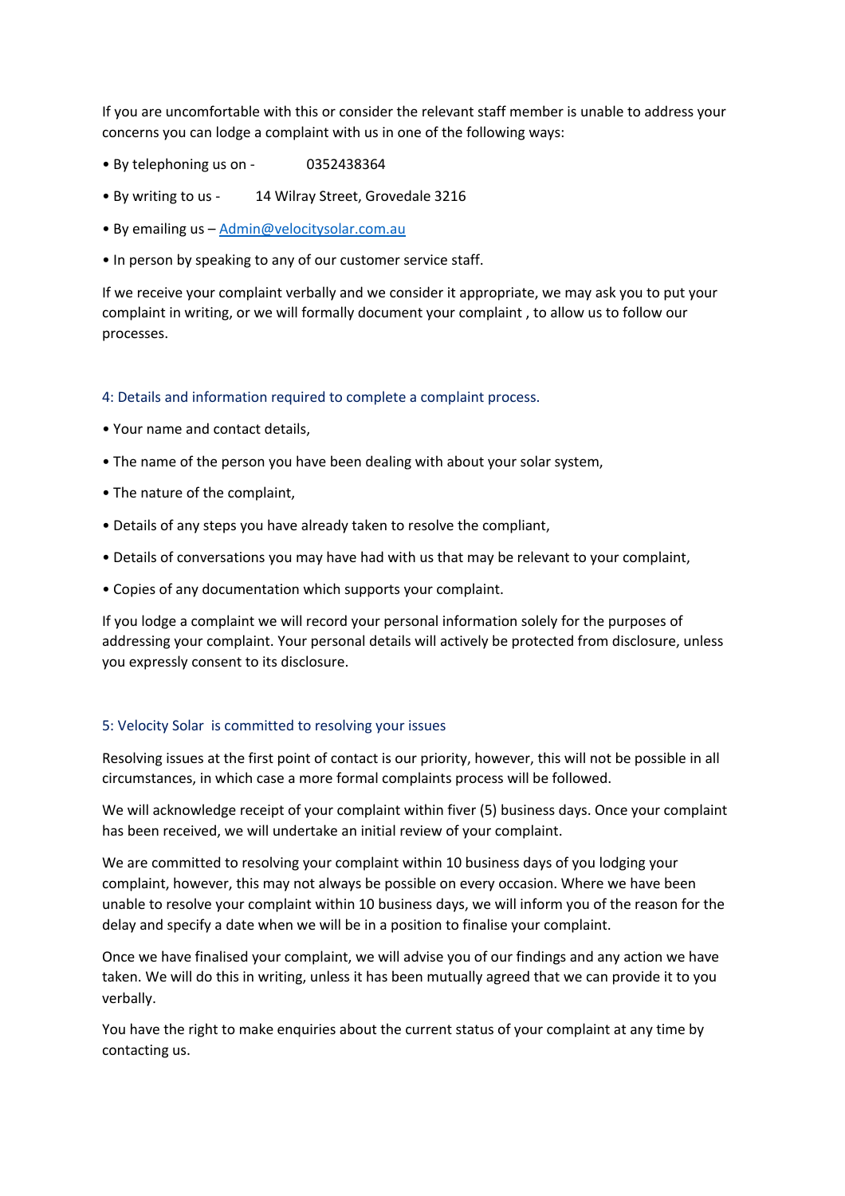If you are uncomfortable with this or consider the relevant staff member is unable to address your concerns you can lodge a complaint with us in one of the following ways:

- By telephoning us on - 0352438364
- By writing to us - 14 Wilray Street, Grovedale 3216
- By emailing us – Admin@velocitysolar.com.au
- In person by speaking to any of our customer service staff.

If we receive your complaint verbally and we consider it appropriate, we may ask you to put your complaint in writing, or we will formally document your complaint , to allow us to follow our processes.

## 4: Details and information required to complete a complaint process.

- Your name and contact details,
- The name of the person you have been dealing with about your solar system,
- The nature of the complaint,
- Details of any steps you have already taken to resolve the compliant,
- Details of conversations you may have had with us that may be relevant to your complaint,
- Copies of any documentation which supports your complaint.

If you lodge a complaint we will record your personal information solely for the purposes of addressing your complaint. Your personal details will actively be protected from disclosure, unless you expressly consent to its disclosure.

## 5: Velocity Solar is committed to resolving your issues

Resolving issues at the first point of contact is our priority, however, this will not be possible in all circumstances, in which case a more formal complaints process will be followed.

We will acknowledge receipt of your complaint within fiver (5) business days. Once your complaint has been received, we will undertake an initial review of your complaint.

We are committed to resolving your complaint within 10 business days of you lodging your complaint, however, this may not always be possible on every occasion. Where we have been unable to resolve your complaint within 10 business days, we will inform you of the reason for the delay and specify a date when we will be in a position to finalise your complaint.

Once we have finalised your complaint, we will advise you of our findings and any action we have taken. We will do this in writing, unless it has been mutually agreed that we can provide it to you verbally.

You have the right to make enquiries about the current status of your complaint at any time by contacting us.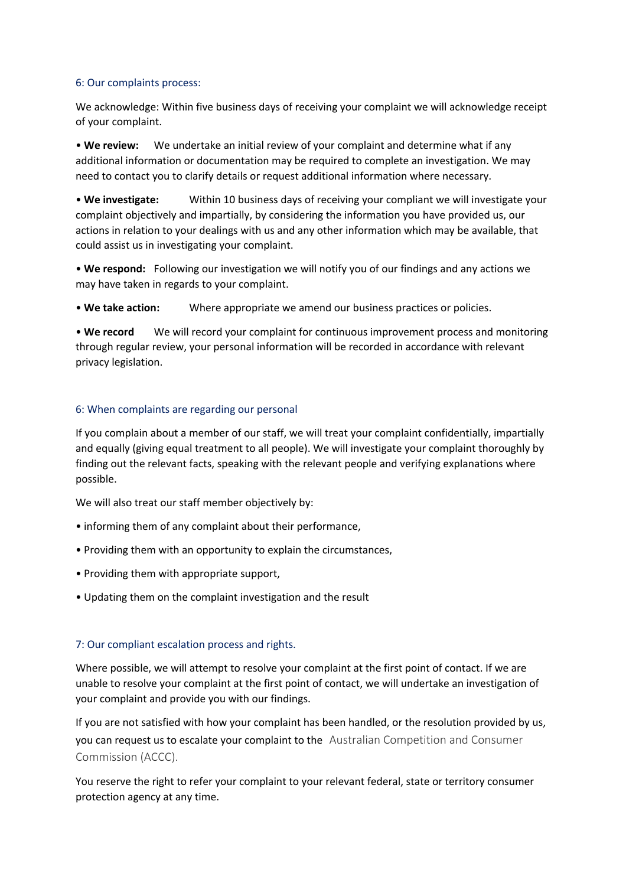## 6: Our complaints process:

We acknowledge: Within five business days of receiving your complaint we will acknowledge receipt of your complaint.

• **We review:** We undertake an initial review of your complaint and determine what if any additional information or documentation may be required to complete an investigation. We may need to contact you to clarify details or request additional information where necessary.

• **We investigate:** Within 10 business days of receiving your compliant we will investigate your complaint objectively and impartially, by considering the information you have provided us, our actions in relation to your dealings with us and any other information which may be available, that could assist us in investigating your complaint.

• **We respond:** Following our investigation we will notify you of our findings and any actions we may have taken in regards to your complaint.

• **We take action:** Where appropriate we amend our business practices or policies.

• **We record** We will record your complaint for continuous improvement process and monitoring through regular review, your personal information will be recorded in accordance with relevant privacy legislation.

## 6: When complaints are regarding our personal

If you complain about a member of our staff, we will treat your complaint confidentially, impartially and equally (giving equal treatment to all people). We will investigate your complaint thoroughly by finding out the relevant facts, speaking with the relevant people and verifying explanations where possible.

We will also treat our staff member objectively by:

• informing them of any complaint about their performance,

• Providing them with an opportunity to explain the circumstances,

• Providing them with appropriate support,

• Updating them on the complaint investigation and the result

## 7: Our compliant escalation process and rights.

Where possible, we will attempt to resolve your complaint at the first point of contact. If we are unable to resolve your complaint at the first point of contact, we will undertake an investigation of your complaint and provide you with our findings.

If you are not satisfied with how your complaint has been handled, or the resolution provided by us, you can request us to escalate your complaint to the Australian Competition and Consumer Commission (ACCC).

You reserve the right to refer your complaint to your relevant federal, state or territory consumer protection agency at any time.